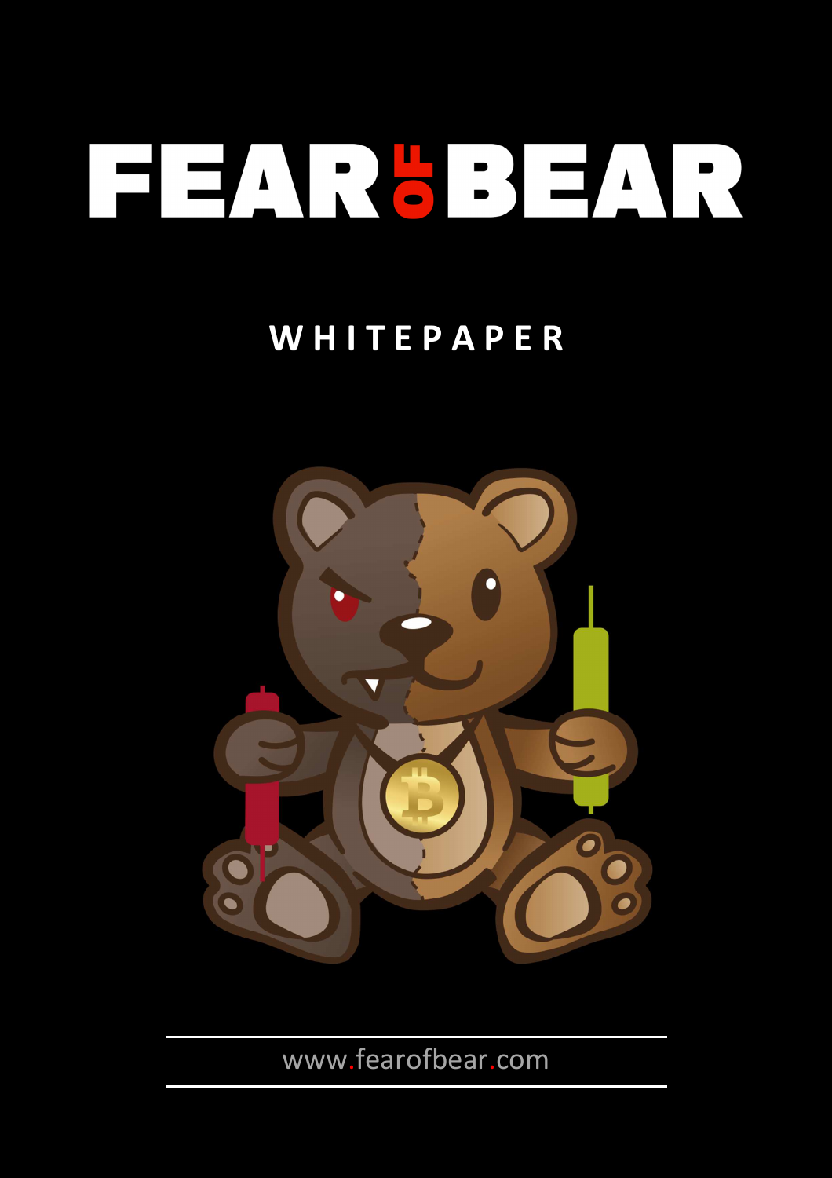# FEAR OF BEAR

## WHITEPAPER

www.fearofbear.com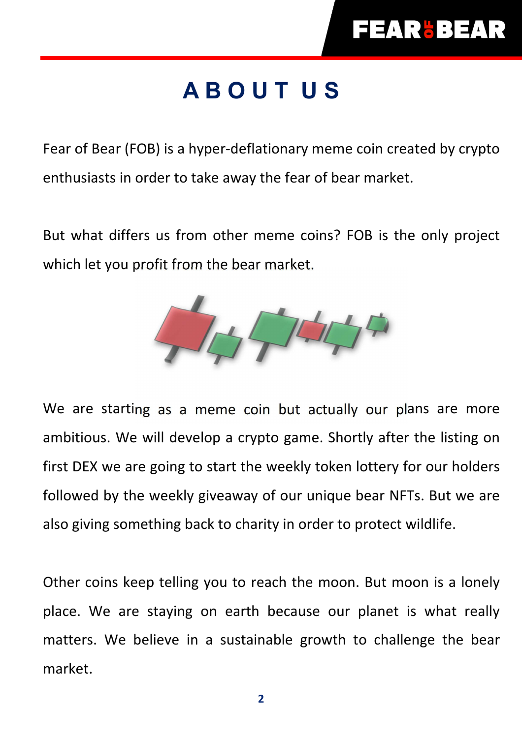# ABOUT US

Fear of Bear (FOB) is a hyper-deflationary meme coin created by crypto enthusiasts in order to take away the fear of bear market.

But what differs us from other meme coins? FOB is the only project which let you profit from the bear market.

We are starting as a meme coin but actually our plans are more ambitious. We will develop a crypto game. Shortly after the listing on first DEX we are going to start the weekly token lottery for our holders followed by the weekly giveaway of our unique bear NFTs. But we are also giving something back to charity in order to protect wildlife.

Other coins keep telling you to reach the moon. But moon is a lonely place. We are staying on earth because our planet is what really matters. We believe in a sustainable growth to challenge the bear market.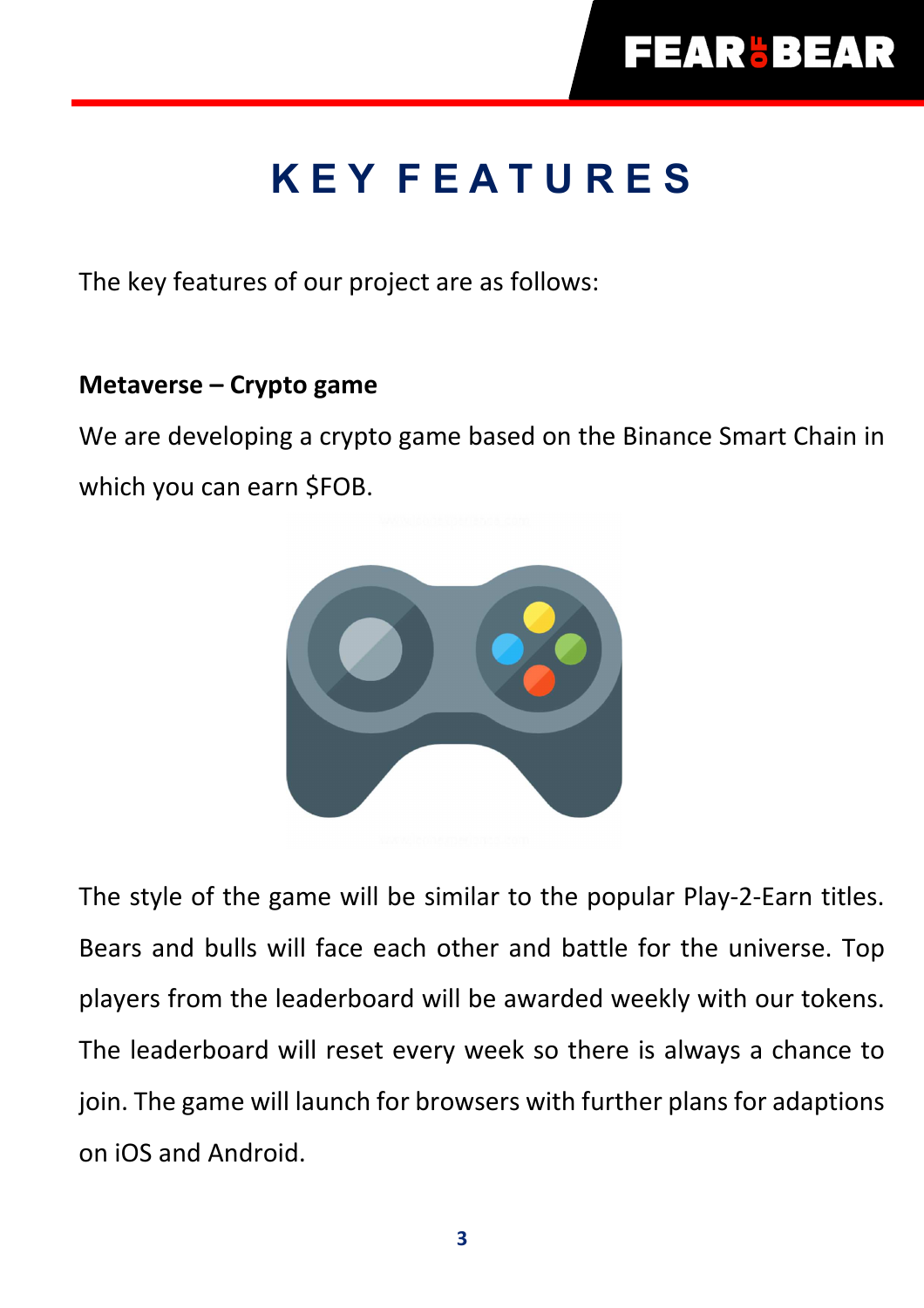# KEY FEATURES

The key features of our project are as follows:

**Metaverse – Crypto game**

We are developing a crypto game based on the Binance Smart Chain in which you can earn $FOB.

The style of the game will be similar to the popular Play-2-Earn titles. Bears and bulls will face each other and battle for the universe. Top players from the leaderboard will be awarded weekly with our tokens. The leaderboard will reset every week so there is always a chance to join. The game will launch for browsers with further plans for adaptions on iOS and Android.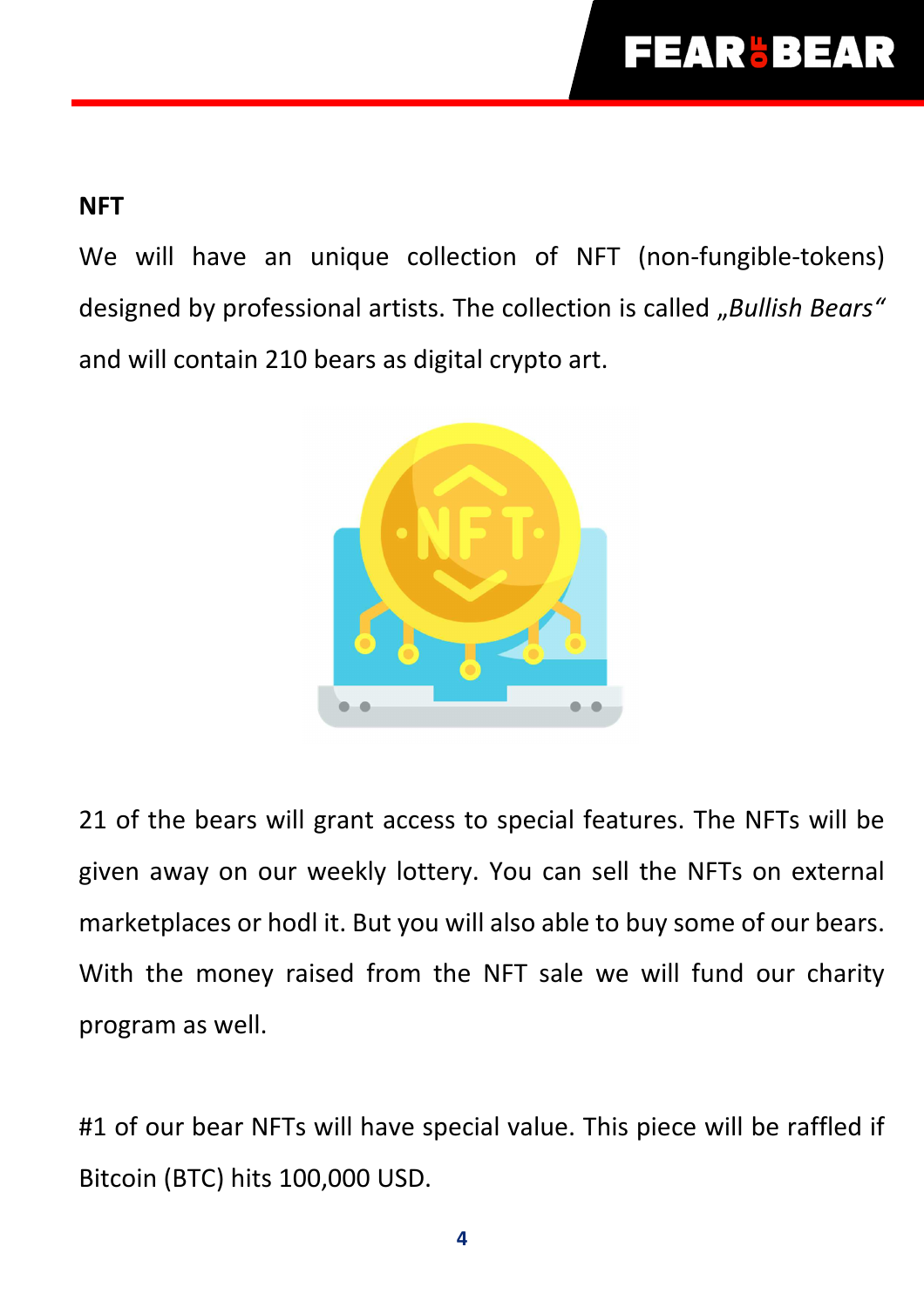## NFT

We will have an unique collection of NFT (non-fungible-tokens) designed by professional artists. The collection is called *„Bullish Bears“* and will contain 210 bears as digital crypto art.

21 of the bears will grant access to special features. The NFTs will be given away on our weekly lottery. You can sell the NFTs on external marketplaces or hodl it. But you will also able to buy some of our bears. With the money raised from the NFT sale we will fund our charity program as well.

#1 of our bear NFTs will have special value. This piece will be raffled if Bitcoin (BTC) hits 100,000 USD.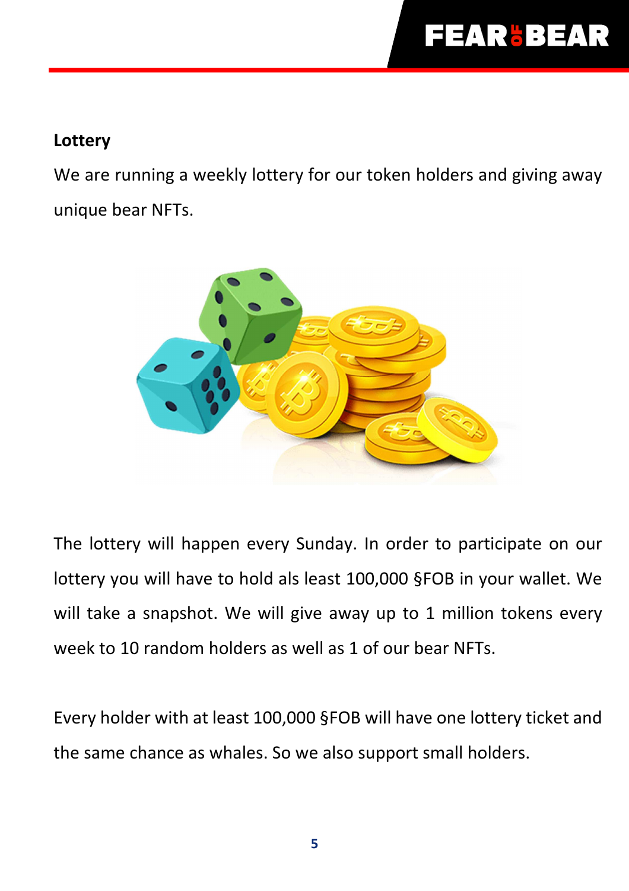**Lottery**

We are running a weekly lottery for our token holders and giving away unique bear NFTs.

The lottery will happen every Sunday. In order to participate on our lottery you will have to hold als least 100,000 §FOB in your wallet. We will take a snapshot. We will give away up to 1 million tokens every week to 10 random holders as well as 1 of our bear NFTs.

Every holder with at least 100,000 §FOB will have one lottery ticket and the same chance as whales. So we also support small holders.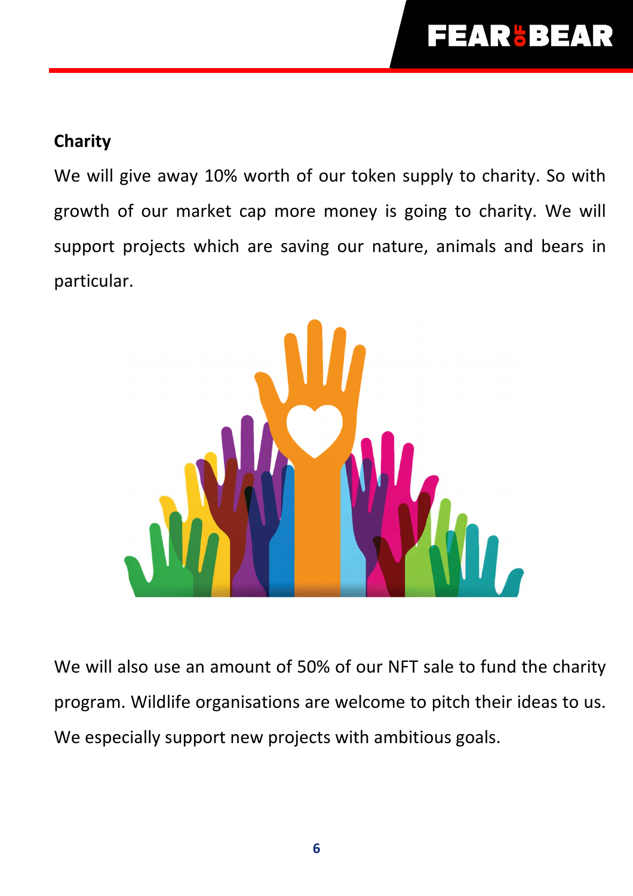## Charity

We will give away 10% worth of our token supply to charity. So with growth of our market cap more money is going to charity. We will support projects which are saving our nature, animals and bears in particular.

We will also use an amount of 50% of our NFT sale to fund the charity program. Wildlife organisations are welcome to pitch their ideas to us. We especially support new projects with ambitious goals.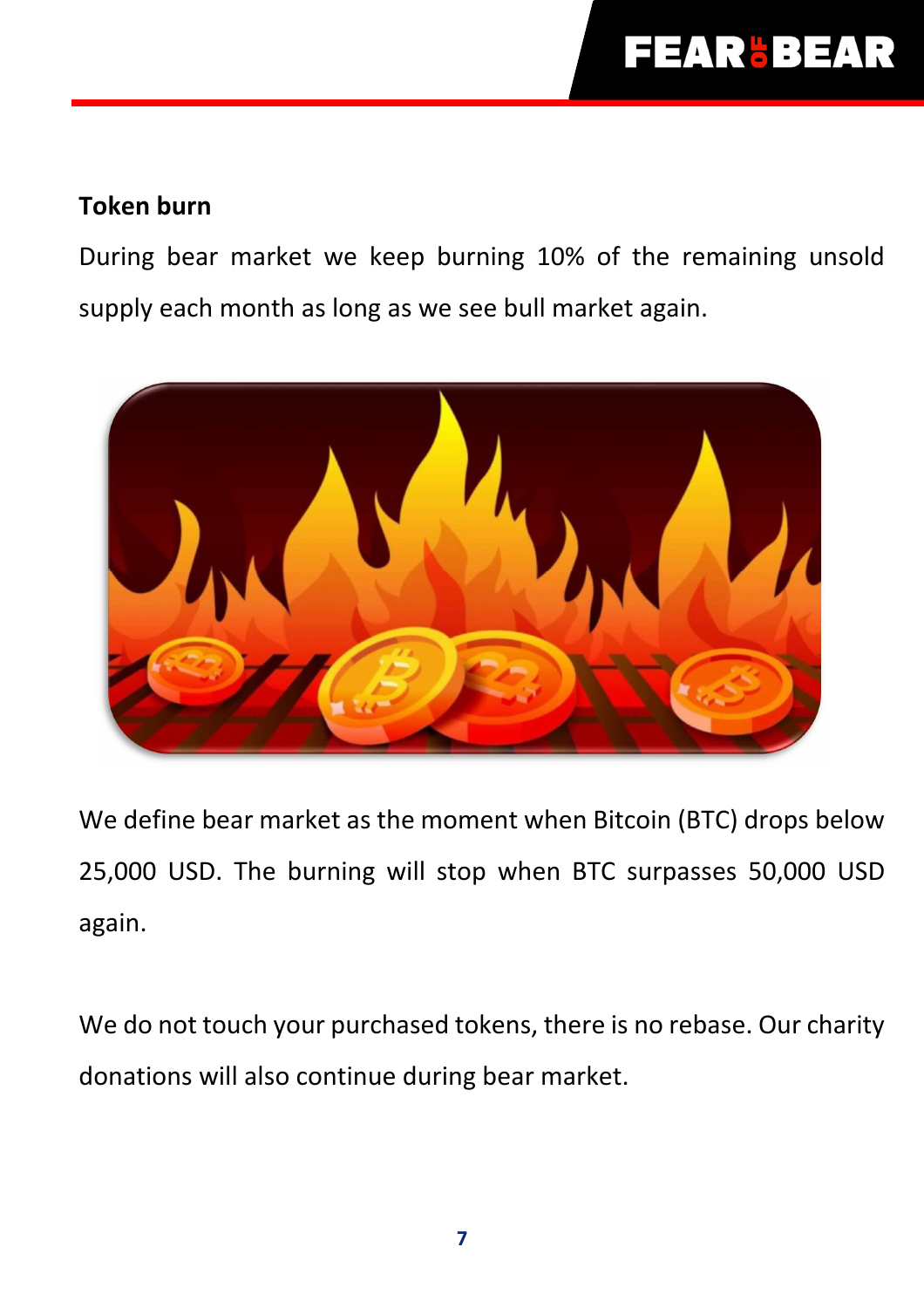**Token burn**

During bear market we keep burning 10% of the remaining unsold supply each month as long as we see bull market again.

We define bear market as the moment when Bitcoin (BTC) drops below 25,000 USD. The burning will stop when BTC surpasses 50,000 USD again.

We do not touch your purchased tokens, there is no rebase. Our charity donations will also continue during bear market.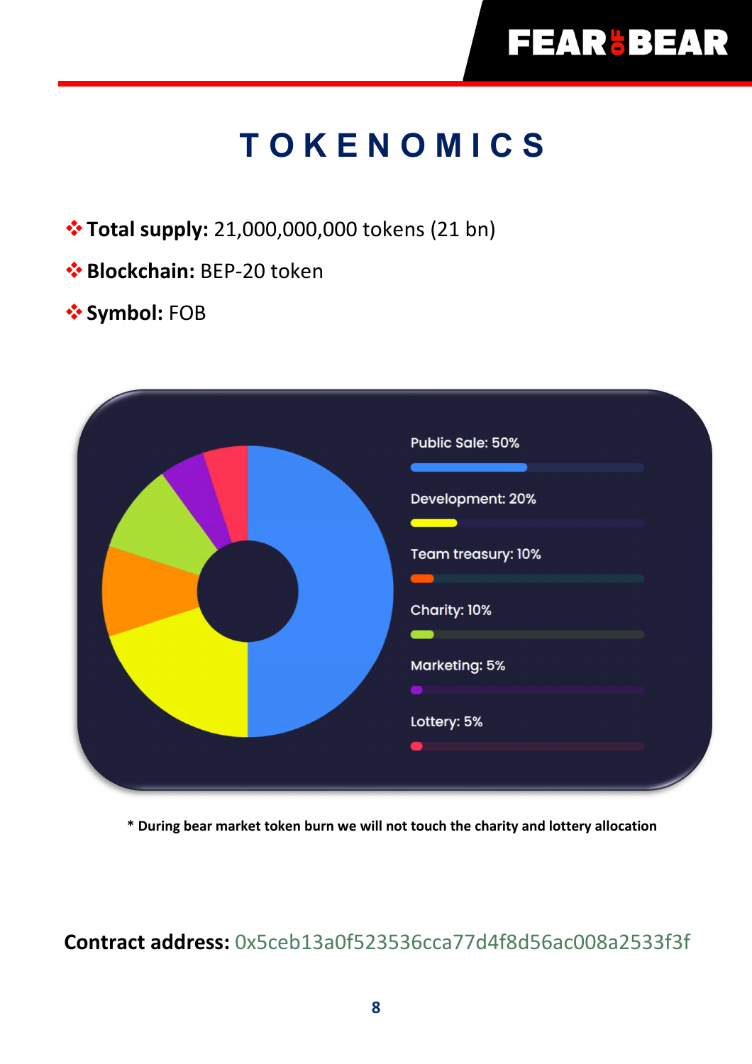# TOKENOMICS

- **Total supply:** 21,000,000,000 tokens (21 bn)
- **Blockchain:** BEP-20 token
- **Symbol:** FOB

Public Sale: 50%

Development: 20%

Team treasury: 10%

Charity: 10%

Marketing: 5%

Lottery: 5%

**\* During bear market token burn we will not touch the charity and lottery allocation**

**Contract address:** 0x5ceb13a0f523536cca77d4f8d56ac008a2533f3f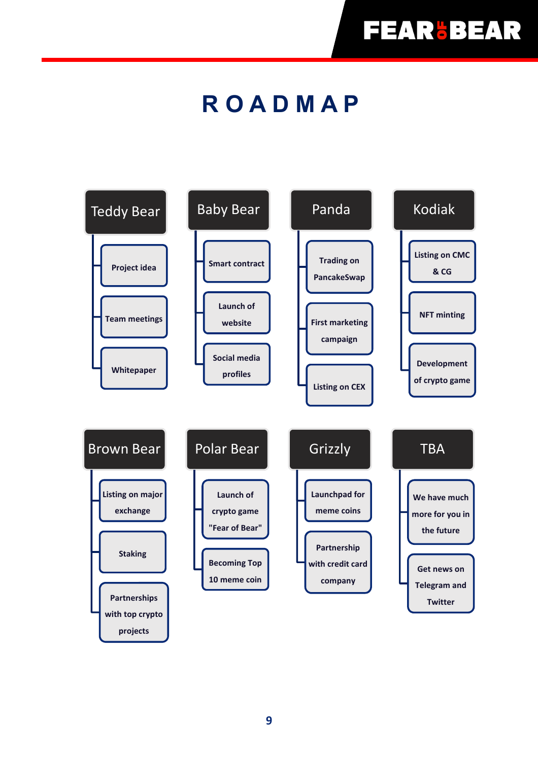# ROADMAP

### Teddy Bear
- Project idea
- Team meetings
- Whitepaper

### Baby Bear
- Smart contract
- Launch of website
- Social media profiles

### Panda
- Trading on PancakeSwap
- First marketing campaign
- Listing on CEX

### Kodiak
- Listing on CMC & CG
- NFT minting
- Development of crypto game

### Brown Bear
- Listing on major exchange
- Staking
- Partnerships with top crypto projects

### Polar Bear
- Launch of crypto game "Fear of Bear"
- Becoming Top 10 meme coin

### Grizzly
- Launchpad for meme coins
- Partnership with credit card company

### TBA
- We have much more for you in the future
- Get news on Telegram and Twitter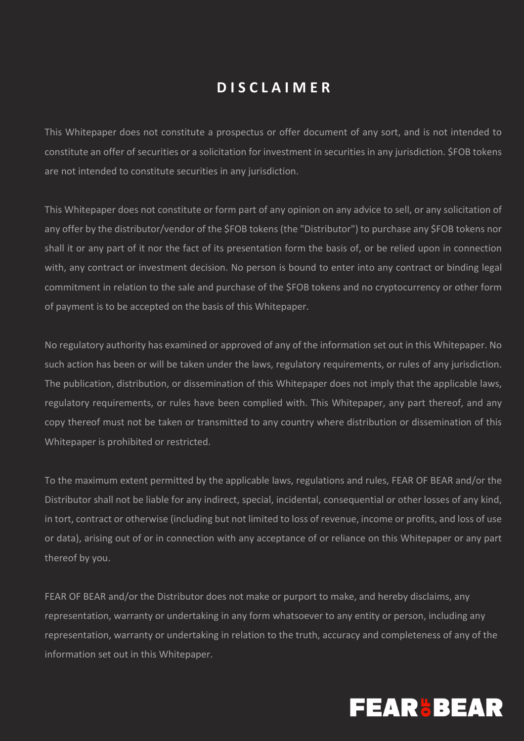# DISCLAIMER

This Whitepaper does not constitute a prospectus or offer document of any sort, and is not intended to constitute an offer of securities or a solicitation for investment in securities in any jurisdiction. $FOB tokens are not intended to constitute securities in any jurisdiction.

This Whitepaper does not constitute or form part of any opinion on any advice to sell, or any solicitation of any offer by the distributor/vendor of the $FOB tokens (the "Distributor") to purchase any $FOB tokens nor shall it or any part of it nor the fact of its presentation form the basis of, or be relied upon in connection with, any contract or investment decision. No person is bound to enter into any contract or binding legal commitment in relation to the sale and purchase of the $FOB tokens and no cryptocurrency or other form of payment is to be accepted on the basis of this Whitepaper.

No regulatory authority has examined or approved of any of the information set out in this Whitepaper. No such action has been or will be taken under the laws, regulatory requirements, or rules of any jurisdiction. The publication, distribution, or dissemination of this Whitepaper does not imply that the applicable laws, regulatory requirements, or rules have been complied with. This Whitepaper, any part thereof, and any copy thereof must not be taken or transmitted to any country where distribution or dissemination of this Whitepaper is prohibited or restricted.

To the maximum extent permitted by the applicable laws, regulations and rules, FEAR OF BEAR and/or the Distributor shall not be liable for any indirect, special, incidental, consequential or other losses of any kind, in tort, contract or otherwise (including but not limited to loss of revenue, income or profits, and loss of use or data), arising out of or in connection with any acceptance of or reliance on this Whitepaper or any part thereof by you.

FEAR OF BEAR and/or the Distributor does not make or purport to make, and hereby disclaims, any representation, warranty or undertaking in any form whatsoever to any entity or person, including any representation, warranty or undertaking in relation to the truth, accuracy and completeness of any of the information set out in this Whitepaper.

FEAR OF BEAR